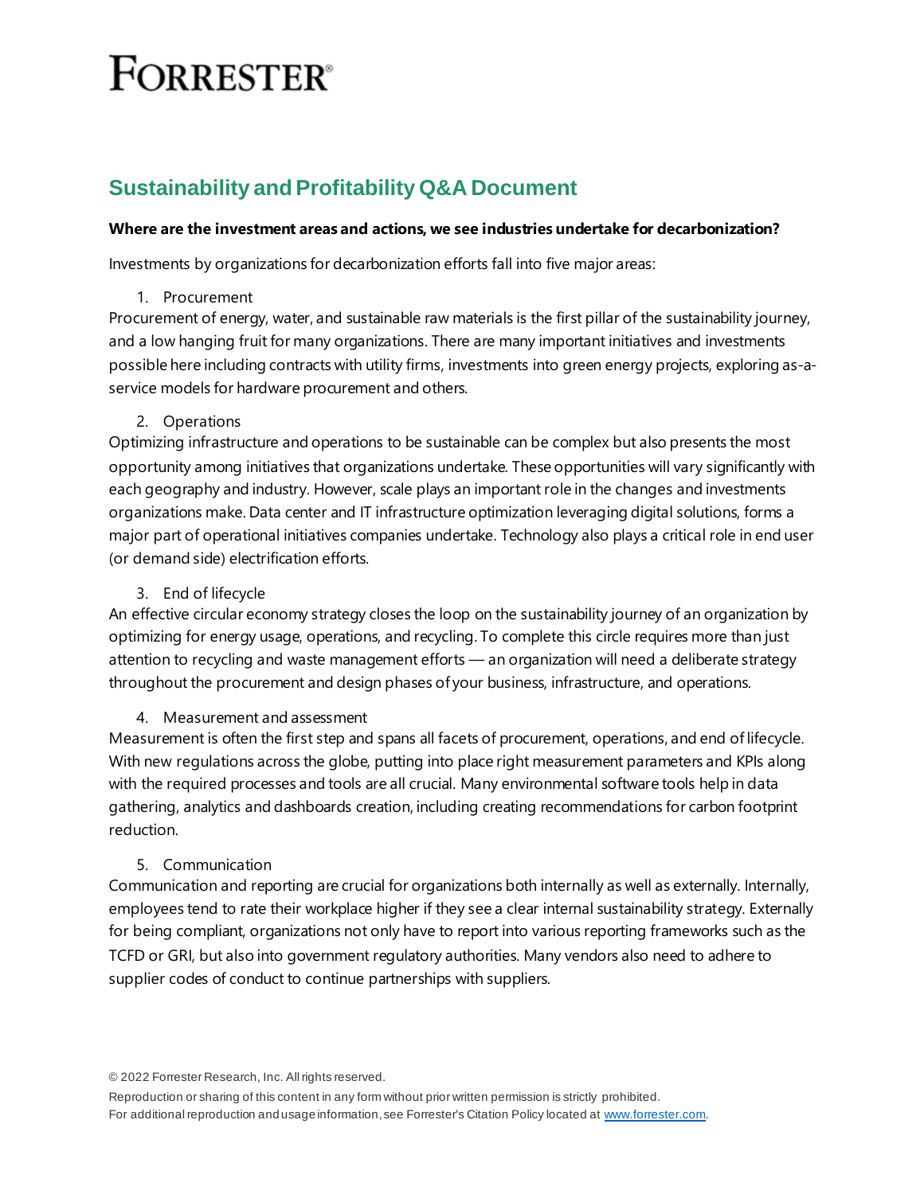# FORRESTER

## Sustainability and Profitability Q&A Document

**Where are the investment areas and actions, we see industries undertake for decarbonization?**

Investments by organizations for decarbonization efforts fall into five major areas:

1. Procurement

Procurement of energy, water, and sustainable raw materials is the first pillar of the sustainability journey, and a low hanging fruit for many organizations. There are many important initiatives and investments possible here including contracts with utility firms, investments into green energy projects, exploring as-a-service models for hardware procurement and others.

2. Operations

Optimizing infrastructure and operations to be sustainable can be complex but also presents the most opportunity among initiatives that organizations undertake. These opportunities will vary significantly with each geography and industry. However, scale plays an important role in the changes and investments organizations make. Data center and IT infrastructure optimization leveraging digital solutions, forms a major part of operational initiatives companies undertake. Technology also plays a critical role in end user (or demand side) electrification efforts.

3. End of lifecycle

An effective circular economy strategy closes the loop on the sustainability journey of an organization by optimizing for energy usage, operations, and recycling. To complete this circle requires more than just attention to recycling and waste management efforts — an organization will need a deliberate strategy throughout the procurement and design phases of your business, infrastructure, and operations.

4. Measurement and assessment

Measurement is often the first step and spans all facets of procurement, operations, and end of lifecycle. With new regulations across the globe, putting into place right measurement parameters and KPIs along with the required processes and tools are all crucial. Many environmental software tools help in data gathering, analytics and dashboards creation, including creating recommendations for carbon footprint reduction.

5. Communication

Communication and reporting are crucial for organizations both internally as well as externally. Internally, employees tend to rate their workplace higher if they see a clear internal sustainability strategy. Externally for being compliant, organizations not only have to report into various reporting frameworks such as the TCFD or GRI, but also into government regulatory authorities. Many vendors also need to adhere to supplier codes of conduct to continue partnerships with suppliers.

© 2022 Forrester Research, Inc. All rights reserved.

Reproduction or sharing of this content in any form without prior written permission is strictly prohibited.

For additional reproduction and usage information, see Forrester's Citation Policy located at www.forrester.com.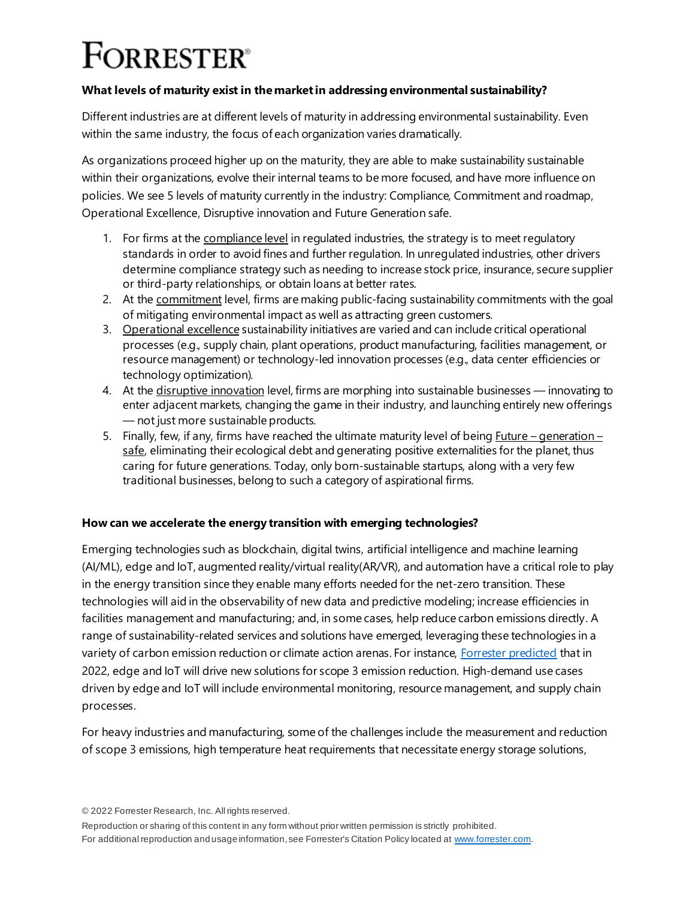**What levels of maturity exist in the market in addressing environmental sustainability?**

Different industries are at different levels of maturity in addressing environmental sustainability. Even within the same industry, the focus of each organization varies dramatically.

As organizations proceed higher up on the maturity, they are able to make sustainability sustainable within their organizations, evolve their internal teams to be more focused, and have more influence on policies. We see 5 levels of maturity currently in the industry: Compliance, Commitment and roadmap, Operational Excellence, Disruptive innovation and Future Generation safe.

1. For firms at the compliance level in regulated industries, the strategy is to meet regulatory standards in order to avoid fines and further regulation. In unregulated industries, other drivers determine compliance strategy such as needing to increase stock price, insurance, secure supplier or third-party relationships, or obtain loans at better rates.
2. At the commitment level, firms are making public-facing sustainability commitments with the goal of mitigating environmental impact as well as attracting green customers.
3. Operational excellence sustainability initiatives are varied and can include critical operational processes (e.g., supply chain, plant operations, product manufacturing, facilities management, or resource management) or technology-led innovation processes (e.g., data center efficiencies or technology optimization).
4. At the disruptive innovation level, firms are morphing into sustainable businesses — innovating to enter adjacent markets, changing the game in their industry, and launching entirely new offerings — not just more sustainable products.
5. Finally, few, if any, firms have reached the ultimate maturity level of being Future – generation – safe, eliminating their ecological debt and generating positive externalities for the planet, thus caring for future generations. Today, only born-sustainable startups, along with a very few traditional businesses, belong to such a category of aspirational firms.

**How can we accelerate the energy transition with emerging technologies?**

Emerging technologies such as blockchain, digital twins, artificial intelligence and machine learning (AI/ML), edge and IoT, augmented reality/virtual reality(AR/VR), and automation have a critical role to play in the energy transition since they enable many efforts needed for the net-zero transition. These technologies will aid in the observability of new data and predictive modeling; increase efficiencies in facilities management and manufacturing; and, in some cases, help reduce carbon emissions directly. A range of sustainability-related services and solutions have emerged, leveraging these technologies in a variety of carbon emission reduction or climate action arenas. For instance, Forrester predicted that in 2022, edge and IoT will drive new solutions for scope 3 emission reduction. High-demand use cases driven by edge and IoT will include environmental monitoring, resource management, and supply chain processes.

For heavy industries and manufacturing, some of the challenges include the measurement and reduction of scope 3 emissions, high temperature heat requirements that necessitate energy storage solutions,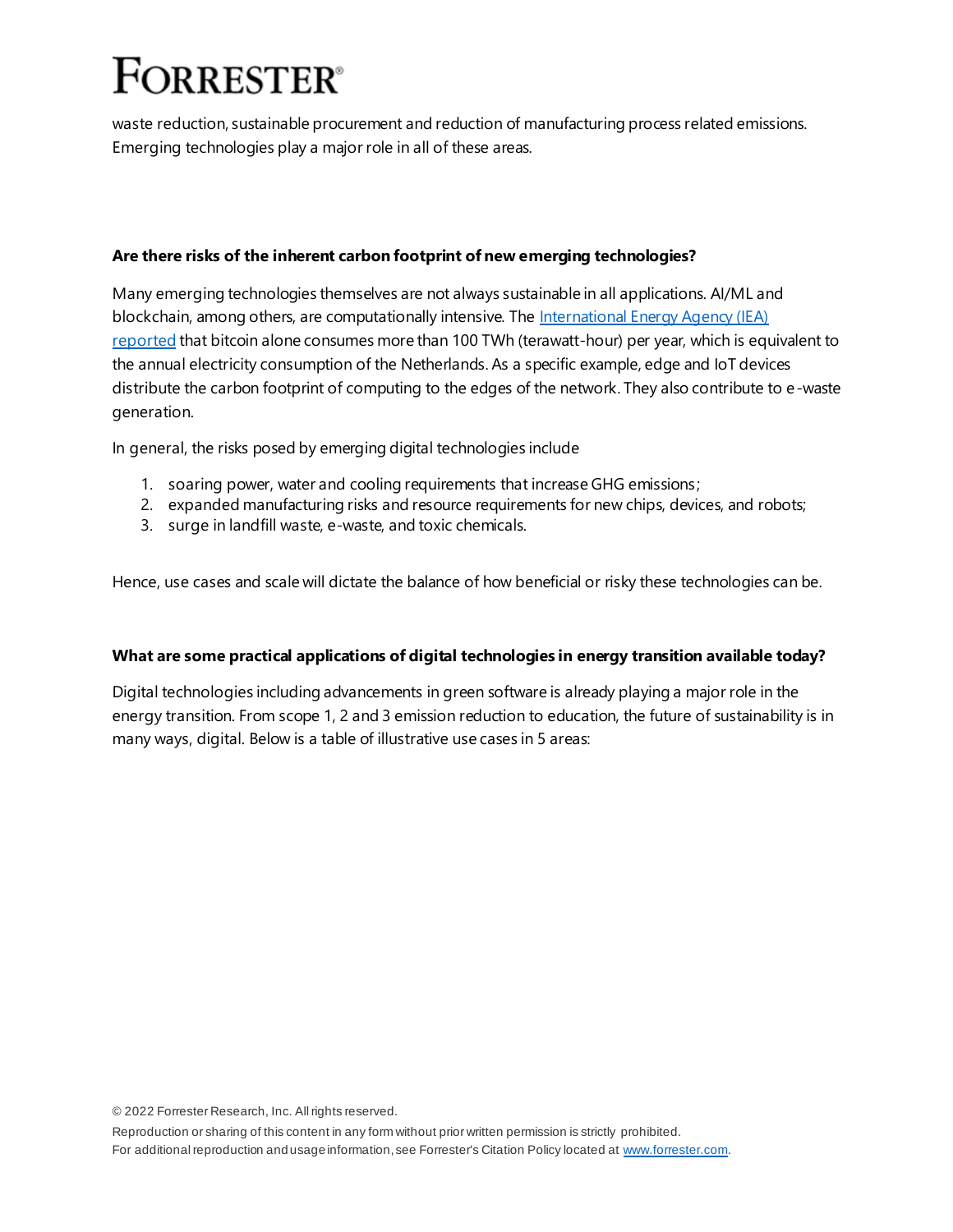waste reduction, sustainable procurement and reduction of manufacturing process related emissions. Emerging technologies play a major role in all of these areas.

**Are there risks of the inherent carbon footprint of new emerging technologies?**

Many emerging technologies themselves are not always sustainable in all applications. AI/ML and blockchain, among others, are computationally intensive. The [International Energy Agency (IEA) reported]() that bitcoin alone consumes more than 100 TWh (terawatt-hour) per year, which is equivalent to the annual electricity consumption of the Netherlands. As a specific example, edge and IoT devices distribute the carbon footprint of computing to the edges of the network. They also contribute to e-waste generation.

In general, the risks posed by emerging digital technologies include

1. soaring power, water and cooling requirements that increase GHG emissions;
2. expanded manufacturing risks and resource requirements for new chips, devices, and robots;
3. surge in landfill waste, e-waste, and toxic chemicals.

Hence, use cases and scale will dictate the balance of how beneficial or risky these technologies can be.

**What are some practical applications of digital technologies in energy transition available today?**

Digital technologies including advancements in green software is already playing a major role in the energy transition. From scope 1, 2 and 3 emission reduction to education, the future of sustainability is in many ways, digital. Below is a table of illustrative use cases in 5 areas: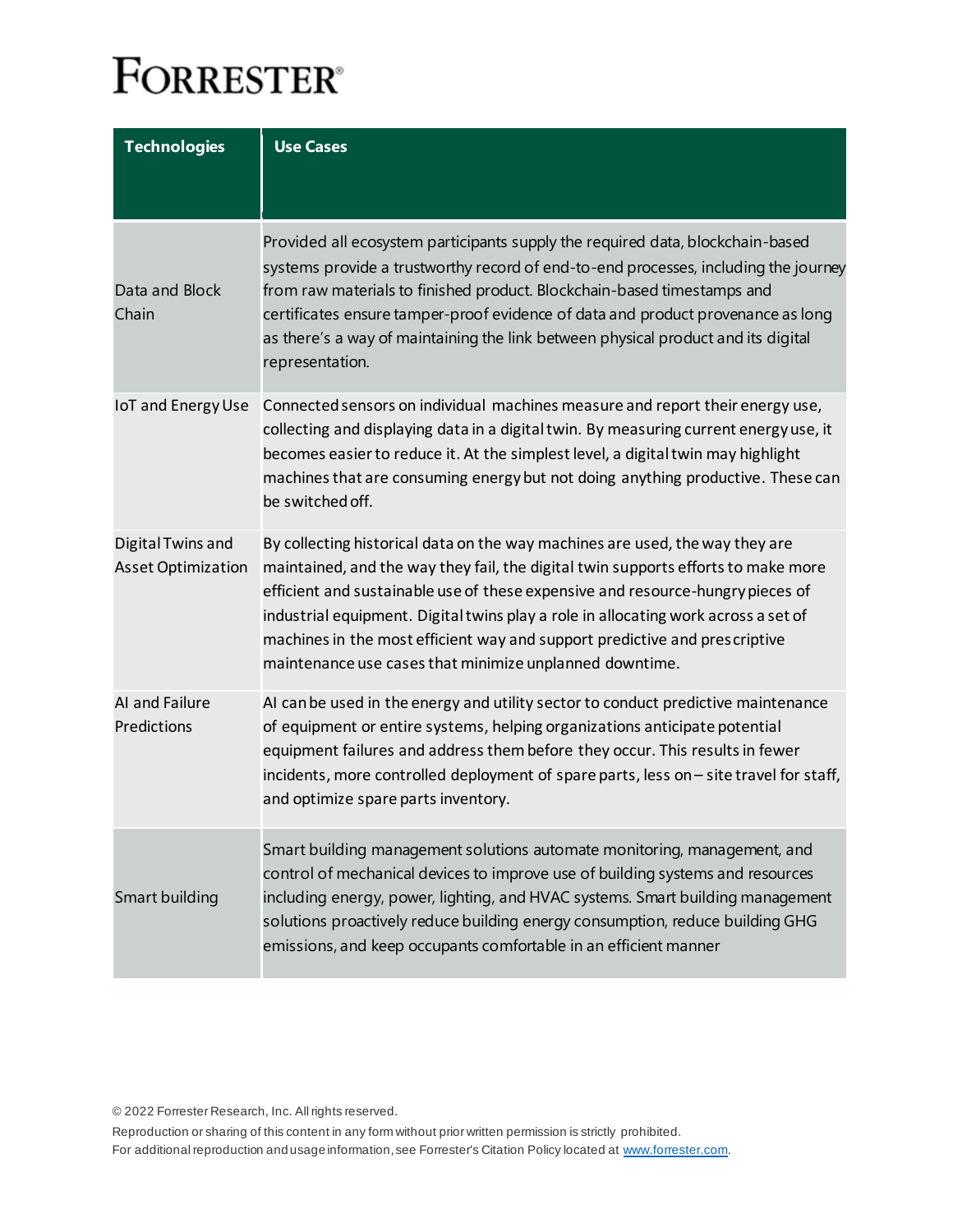| Technologies | Use Cases |
| --- | --- |
| Data and Block Chain | Provided all ecosystem participants supply the required data, blockchain-based systems provide a trustworthy record of end-to-end processes, including the journey from raw materials to finished product. Blockchain-based timestamps and certificates ensure tamper-proof evidence of data and product provenance as long as there's a way of maintaining the link between physical product and its digital representation. |
| IoT and Energy Use | Connected sensors on individual machines measure and report their energy use, collecting and displaying data in a digital twin. By measuring current energy use, it becomes easier to reduce it. At the simplest level, a digital twin may highlight machines that are consuming energy but not doing anything productive. These can be switched off. |
| Digital Twins and Asset Optimization | By collecting historical data on the way machines are used, the way they are maintained, and the way they fail, the digital twin supports efforts to make more efficient and sustainable use of these expensive and resource-hungry pieces of industrial equipment. Digital twins play a role in allocating work across a set of machines in the most efficient way and support predictive and prescriptive maintenance use cases that minimize unplanned downtime. |
| AI and Failure Predictions | AI can be used in the energy and utility sector to conduct predictive maintenance of equipment or entire systems, helping organizations anticipate potential equipment failures and address them before they occur. This results in fewer incidents, more controlled deployment of spare parts, less on – site travel for staff, and optimize spare parts inventory. |
| Smart building | Smart building management solutions automate monitoring, management, and control of mechanical devices to improve use of building systems and resources including energy, power, lighting, and HVAC systems. Smart building management solutions proactively reduce building energy consumption, reduce building GHG emissions, and keep occupants comfortable in an efficient manner |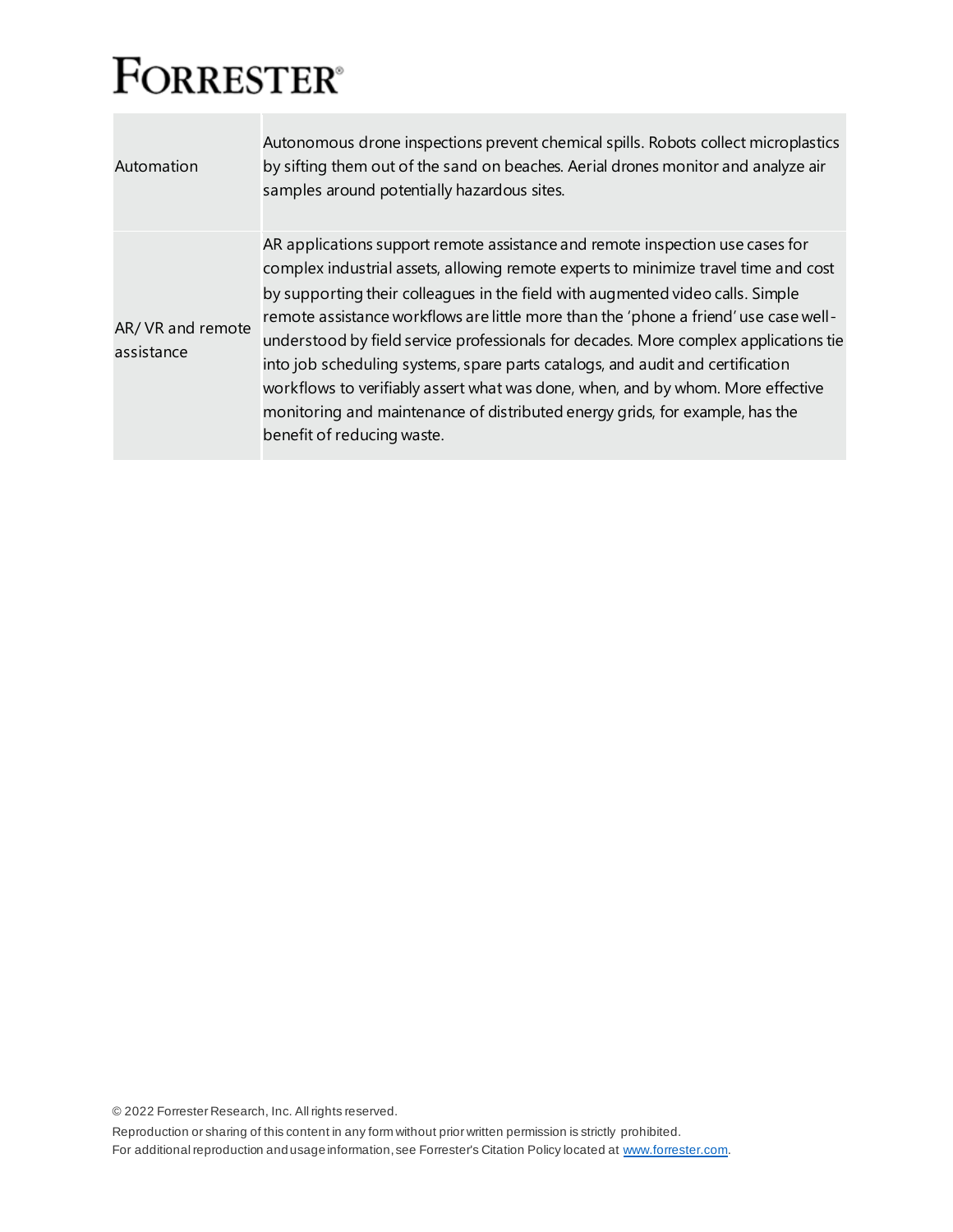| | |
|---|---|
| Automation | Autonomous drone inspections prevent chemical spills. Robots collect microplastics by sifting them out of the sand on beaches. Aerial drones monitor and analyze air samples around potentially hazardous sites. |
| AR/ VR and remote assistance | AR applications support remote assistance and remote inspection use cases for complex industrial assets, allowing remote experts to minimize travel time and cost by supporting their colleagues in the field with augmented video calls. Simple remote assistance workflows are little more than the 'phone a friend' use case well-understood by field service professionals for decades. More complex applications tie into job scheduling systems, spare parts catalogs, and audit and certification workflows to verifiably assert what was done, when, and by whom. More effective monitoring and maintenance of distributed energy grids, for example, has the benefit of reducing waste. |

© 2022 Forrester Research, Inc. All rights reserved.

Reproduction or sharing of this content in any form without prior written permission is strictly prohibited.

For additional reproduction and usage information, see Forrester's Citation Policy located at www.forrester.com.